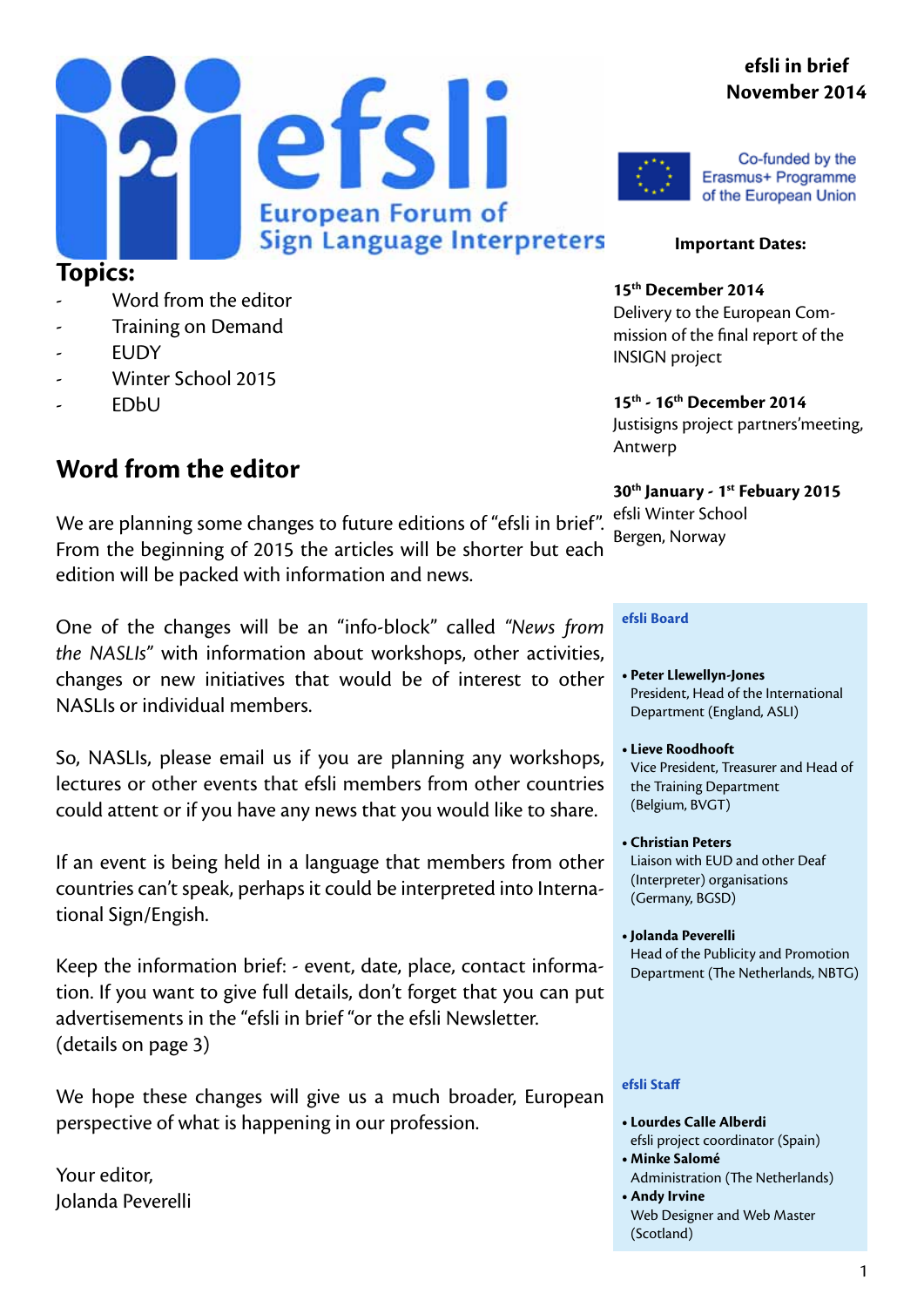# efsli

European Forum of Sign Language Interpreters

**efsli in brief**
**November 2014**

Co-funded by the Erasmus+ Programme of the European Union

## Topics:

- Word from the editor
- Training on Demand
- EUDY
- Winter School 2015
- EDbU

## Word from the editor

We are planning some changes to future editions of "efsli in brief". From the beginning of 2015 the articles will be shorter but each edition will be packed with information and news.

One of the changes will be an "info-block" called *"News from the NASLIs"* with information about workshops, other activities, changes or new initiatives that would be of interest to other NASLIs or individual members.

So, NASLIs, please email us if you are planning any workshops, lectures or other events that efsli members from other countries could attent or if you have any news that you would like to share.

If an event is being held in a language that members from other countries can't speak, perhaps it could be interpreted into International Sign/Engish.

Keep the information brief: - event, date, place, contact information. If you want to give full details, don't forget that you can put advertisements in the "efsli in brief "or the efsli Newsletter. (details on page 3)

We hope these changes will give us a much broader, European perspective of what is happening in our profession.

Your editor,
Jolanda Peverelli

**Important Dates:**

**15th December 2014**
Delivery to the European Commission of the final report of the INSIGN project

**15th - 16th December 2014**
Justisigns project partners'meeting, Antwerp

**30th January - 1st Febuary 2015**
efsli Winter School
Bergen, Norway

**efsli Board**

- **Peter Llewellyn-Jones**
  President, Head of the International Department (England, ASLI)
- **Lieve Roodhooft**
  Vice President, Treasurer and Head of the Training Department (Belgium, BVGT)
- **Christian Peters**
  Liaison with EUD and other Deaf (Interpreter) organisations (Germany, BGSD)
- **Jolanda Peverelli**
  Head of the Publicity and Promotion Department (The Netherlands, NBTG)

**efsli Staff**

- **Lourdes Calle Alberdi**
  efsli project coordinator (Spain)
- **Minke Salomé**
  Administration (The Netherlands)
- **Andy Irvine**
  Web Designer and Web Master (Scotland)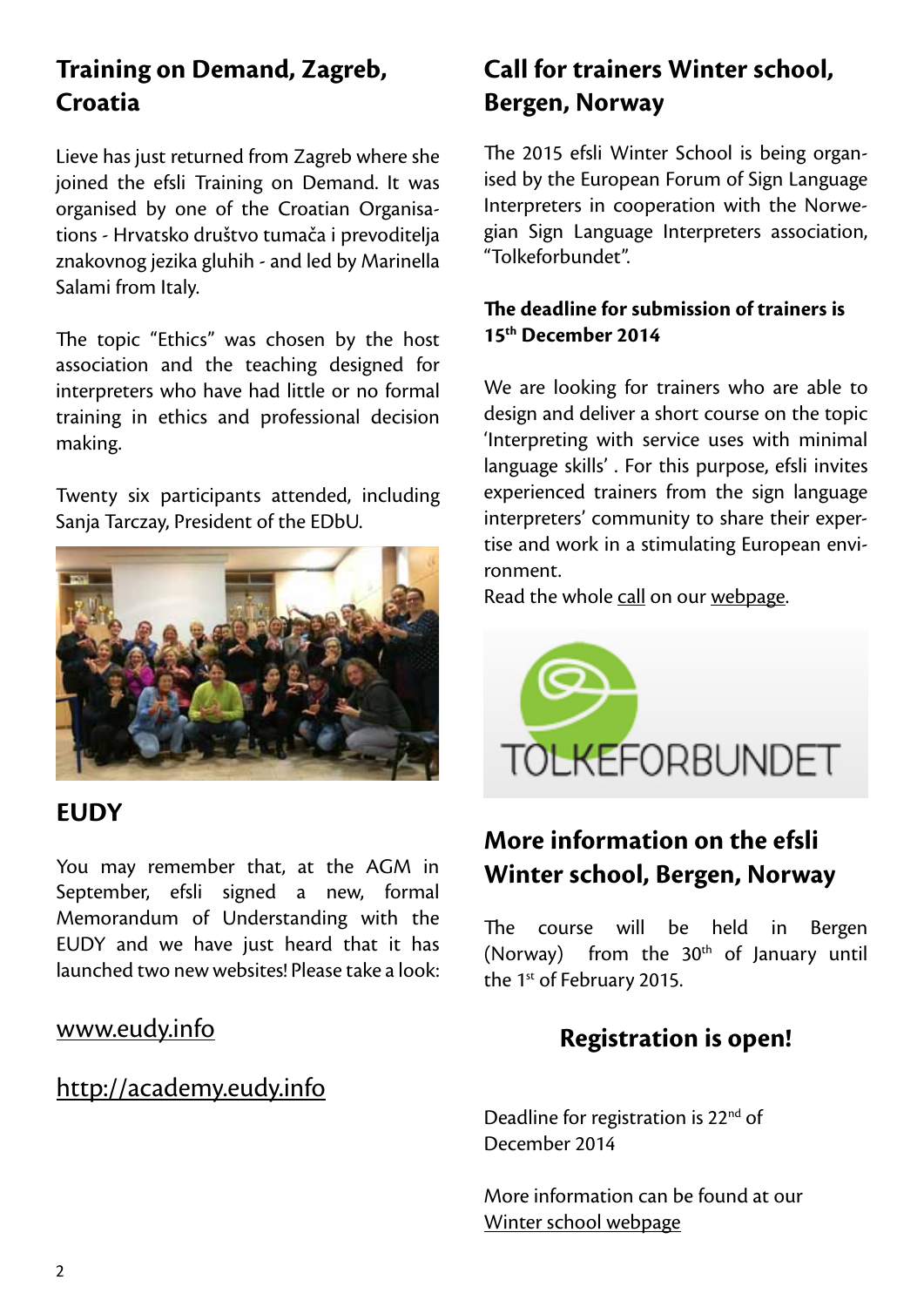## Training on Demand, Zagreb, Croatia

Lieve has just returned from Zagreb where she joined the efsli Training on Demand. It was organised by one of the Croatian Organisations - Hrvatsko društvo tumača i prevoditelja znakovnog jezika gluhih - and led by Marinella Salami from Italy.

The topic "Ethics" was chosen by the host association and the teaching designed for interpreters who have had little or no formal training in ethics and professional decision making.

Twenty six participants attended, including Sanja Tarczay, President of the EDbU.

## EUDY

You may remember that, at the AGM in September, efsli signed a new, formal Memorandum of Understanding with the EUDY and we have just heard that it has launched two new websites! Please take a look:

www.eudy.info

http://academy.eudy.info

## Call for trainers Winter school, Bergen, Norway

The 2015 efsli Winter School is being organised by the European Forum of Sign Language Interpreters in cooperation with the Norwegian Sign Language Interpreters association, "Tolkeforbundet".

**The deadline for submission of trainers is 15th December 2014**

We are looking for trainers who are able to design and deliver a short course on the topic 'Interpreting with service uses with minimal language skills' . For this purpose, efsli invites experienced trainers from the sign language interpreters' community to share their expertise and work in a stimulating European environment.

Read the whole call on our webpage.

## More information on the efsli Winter school, Bergen, Norway

The course will be held in Bergen (Norway) from the 30th of January until the 1st of February 2015.

### Registration is open!

Deadline for registration is 22nd of December 2014

More information can be found at our Winter school webpage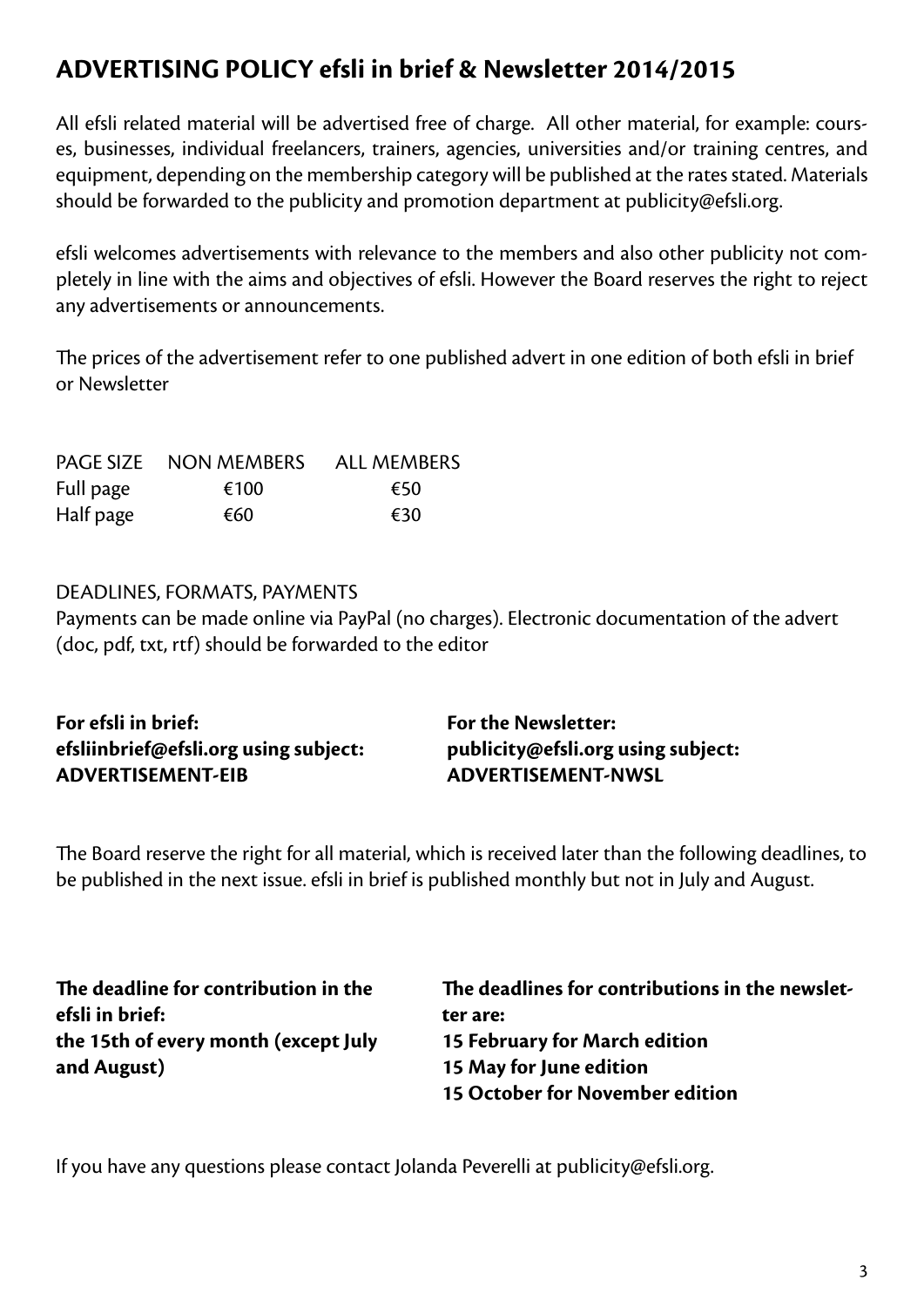## ADVERTISING POLICY efsli in brief & Newsletter 2014/2015

All efsli related material will be advertised free of charge. All other material, for example: courses, businesses, individual freelancers, trainers, agencies, universities and/or training centres, and equipment, depending on the membership category will be published at the rates stated. Materials should be forwarded to the publicity and promotion department at publicity@efsli.org.

efsli welcomes advertisements with relevance to the members and also other publicity not completely in line with the aims and objectives of efsli. However the Board reserves the right to reject any advertisements or announcements.

The prices of the advertisement refer to one published advert in one edition of both efsli in brief or Newsletter

| PAGE SIZE | NON MEMBERS | ALL MEMBERS |
|---|---|---|
| Full page | €100 | €50 |
| Half page | €60 | €30 |

DEADLINES, FORMATS, PAYMENTS
Payments can be made online via PayPal (no charges). Electronic documentation of the advert (doc, pdf, txt, rtf) should be forwarded to the editor

**For efsli in brief:**
**efsliinbrief@efsli.org using subject:**
**ADVERTISEMENT-EIB**

**For the Newsletter:**
**publicity@efsli.org using subject:**
**ADVERTISEMENT-NWSL**

The Board reserve the right for all material, which is received later than the following deadlines, to be published in the next issue. efsli in brief is published monthly but not in July and August.

**The deadline for contribution in the efsli in brief:**
**the 15th of every month (except July and August)**

**The deadlines for contributions in the newsletter are:**
**15 February for March edition**
**15 May for June edition**
**15 October for November edition**

If you have any questions please contact Jolanda Peverelli at publicity@efsli.org.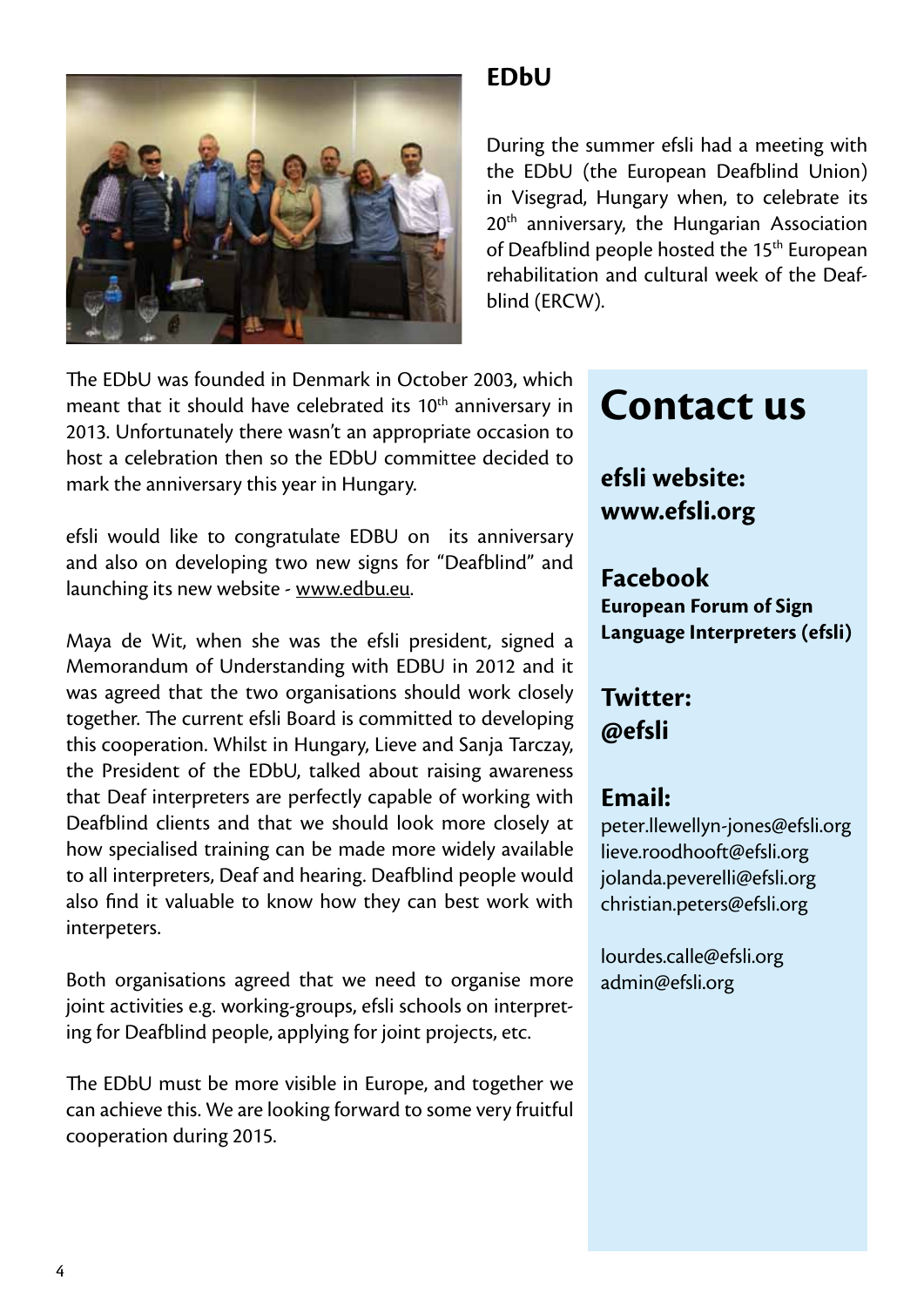## EDbU

During the summer efsli had a meeting with the EDbU (the European Deafblind Union) in Visegrad, Hungary when, to celebrate its 20th anniversary, the Hungarian Association of Deafblind people hosted the 15th European rehabilitation and cultural week of the Deafblind (ERCW).

The EDbU was founded in Denmark in October 2003, which meant that it should have celebrated its 10th anniversary in 2013. Unfortunately there wasn't an appropriate occasion to host a celebration then so the EDbU committee decided to mark the anniversary this year in Hungary.

efsli would like to congratulate EDBU on its anniversary and also on developing two new signs for "Deafblind" and launching its new website - www.edbu.eu.

Maya de Wit, when she was the efsli president, signed a Memorandum of Understanding with EDBU in 2012 and it was agreed that the two organisations should work closely together. The current efsli Board is committed to developing this cooperation. Whilst in Hungary, Lieve and Sanja Tarczay, the President of the EDbU, talked about raising awareness that Deaf interpreters are perfectly capable of working with Deafblind clients and that we should look more closely at how specialised training can be made more widely available to all interpreters, Deaf and hearing. Deafblind people would also find it valuable to know how they can best work with interpeters.

Both organisations agreed that we need to organise more joint activities e.g. working-groups, efsli schools on interpreting for Deafblind people, applying for joint projects, etc.

The EDbU must be more visible in Europe, and together we can achieve this. We are looking forward to some very fruitful cooperation during 2015.

# Contact us

### efsli website:
### www.efsli.org

### Facebook
**European Forum of Sign Language Interpreters (efsli)**

### Twitter:
### @efsli

### Email:
peter.llewellyn-jones@efsli.org
lieve.roodhooft@efsli.org
jolanda.peverelli@efsli.org
christian.peters@efsli.org

lourdes.calle@efsli.org
admin@efsli.org